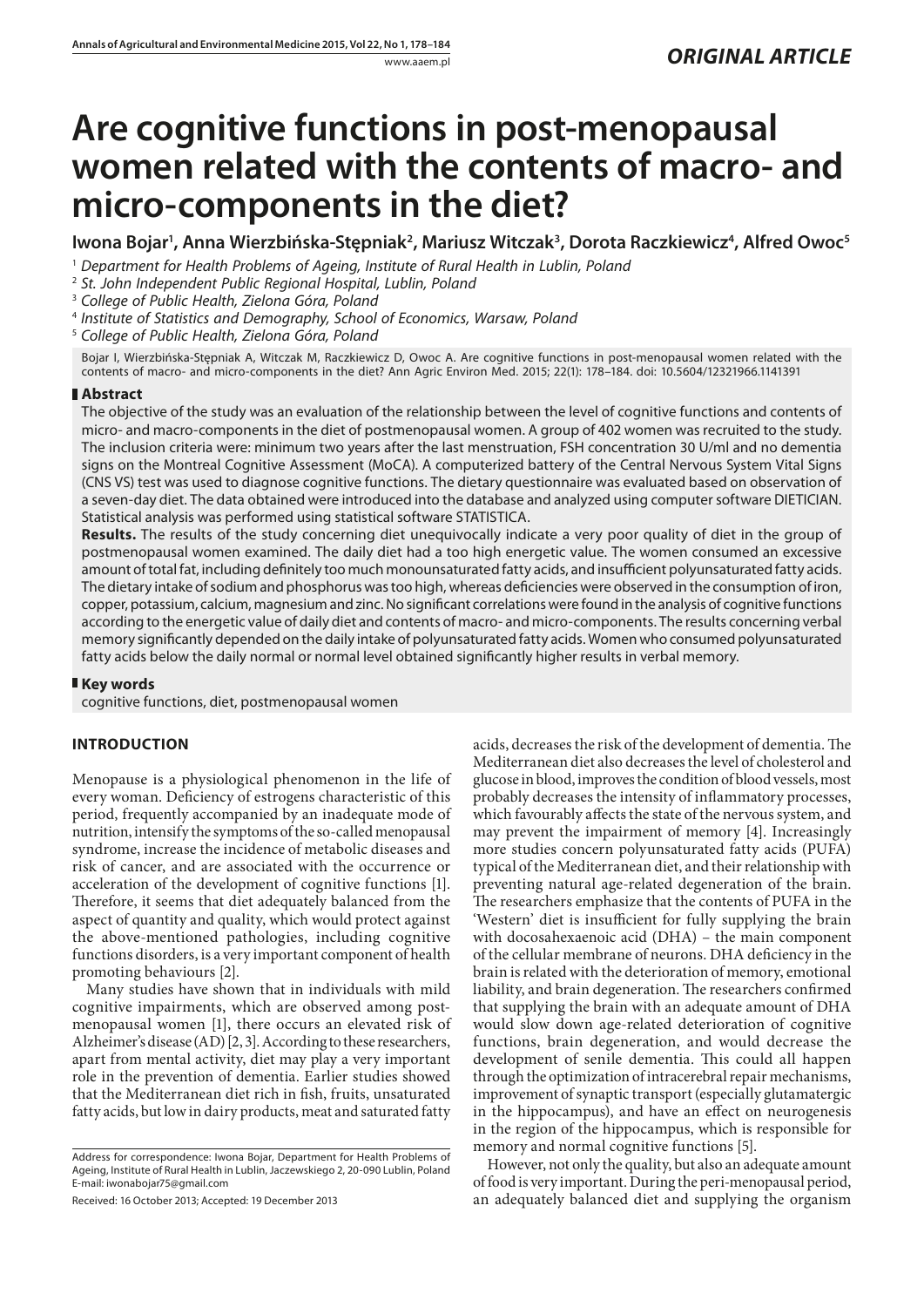ORIGINAL ARTICLE

# Are cognitive functions in post-menopausal women related with the contents of macro- and micro-components in the diet?

**Iwona Bojar[1], Anna Wierzbińska-Stępniak[2], Mariusz Witczak[3], Dorota Raczkiewicz[4], Alfred Owoc[5]**

[1] *Department for Health Problems of Ageing, Institute of Rural Health in Lublin, Poland*
[2] *St. John Independent Public Regional Hospital, Lublin, Poland*
[3] *College of Public Health, Zielona Góra, Poland*
[4] *Institute of Statistics and Demography, School of Economics, Warsaw, Poland*
[5] *College of Public Health, Zielona Góra, Poland*

Bojar I, Wierzbińska-Stępniak A, Witczak M, Raczkiewicz D, Owoc A. Are cognitive functions in post-menopausal women related with the contents of macro- and micro-components in the diet? Ann Agric Environ Med. 2015; 22(1): 178–184. doi: 10.5604/12321966.1141391

## Abstract

The objective of the study was an evaluation of the relationship between the level of cognitive functions and contents of micro- and macro-components in the diet of postmenopausal women. A group of 402 women was recruited to the study. The inclusion criteria were: minimum two years after the last menstruation, FSH concentration 30 U/ml and no dementia signs on the Montreal Cognitive Assessment (MoCA). A computerized battery of the Central Nervous System Vital Signs (CNS VS) test was used to diagnose cognitive functions. The dietary questionnaire was evaluated based on observation of a seven-day diet. The data obtained were introduced into the database and analyzed using computer software DIETICIAN. Statistical analysis was performed using statistical software STATISTICA.

**Results.** The results of the study concerning diet unequivocally indicate a very poor quality of diet in the group of postmenopausal women examined. The daily diet had a too high energetic value. The women consumed an excessive amount of total fat, including definitely too much monounsaturated fatty acids, and insufficient polyunsaturated fatty acids. The dietary intake of sodium and phosphorus was too high, whereas deficiencies were observed in the consumption of iron, copper, potassium, calcium, magnesium and zinc. No significant correlations were found in the analysis of cognitive functions according to the energetic value of daily diet and contents of macro- and micro-components. The results concerning verbal memory significantly depended on the daily intake of polyunsaturated fatty acids. Women who consumed polyunsaturated fatty acids below the daily normal or normal level obtained significantly higher results in verbal memory.

## Key words

cognitive functions, diet, postmenopausal women

## INTRODUCTION

Menopause is a physiological phenomenon in the life of every woman. Deficiency of estrogens characteristic of this period, frequently accompanied by an inadequate mode of nutrition, intensify the symptoms of the so-called menopausal syndrome, increase the incidence of metabolic diseases and risk of cancer, and are associated with the occurrence or acceleration of the development of cognitive functions [1]. Therefore, it seems that diet adequately balanced from the aspect of quantity and quality, which would protect against the above-mentioned pathologies, including cognitive functions disorders, is a very important component of health promoting behaviours [2].

Many studies have shown that in individuals with mild cognitive impairments, which are observed among post-menopausal women [1], there occurs an elevated risk of Alzheimer's disease (AD) [2, 3]. According to these researchers, apart from mental activity, diet may play a very important role in the prevention of dementia. Earlier studies showed that the Mediterranean diet rich in fish, fruits, unsaturated fatty acids, but low in dairy products, meat and saturated fatty acids, decreases the risk of the development of dementia. The Mediterranean diet also decreases the level of cholesterol and glucose in blood, improves the condition of blood vessels, most probably decreases the intensity of inflammatory processes, which favourably affects the state of the nervous system, and may prevent the impairment of memory [4]. Increasingly more studies concern polyunsaturated fatty acids (PUFA) typical of the Mediterranean diet, and their relationship with preventing natural age-related degeneration of the brain. The researchers emphasize that the contents of PUFA in the 'Western' diet is insufficient for fully supplying the brain with docosahexaenoic acid (DHA) – the main component of the cellular membrane of neurons. DHA deficiency in the brain is related with the deterioration of memory, emotional liability, and brain degeneration. The researchers confirmed that supplying the brain with an adequate amount of DHA would slow down age-related deterioration of cognitive functions, brain degeneration, and would decrease the development of senile dementia. This could all happen through the optimization of intracerebral repair mechanisms, improvement of synaptic transport (especially glutamatergic in the hippocampus), and have an effect on neurogenesis in the region of the hippocampus, which is responsible for memory and normal cognitive functions [5].

However, not only the quality, but also an adequate amount of food is very important. During the peri-menopausal period, an adequately balanced diet and supplying the organism

Address for correspondence: Iwona Bojar, Department for Health Problems of Ageing, Institute of Rural Health in Lublin, Jaczewskiego 2, 20-090 Lublin, Poland
E-mail: iwonabojar75@gmail.com

Received: 16 October 2013; Accepted: 19 December 2013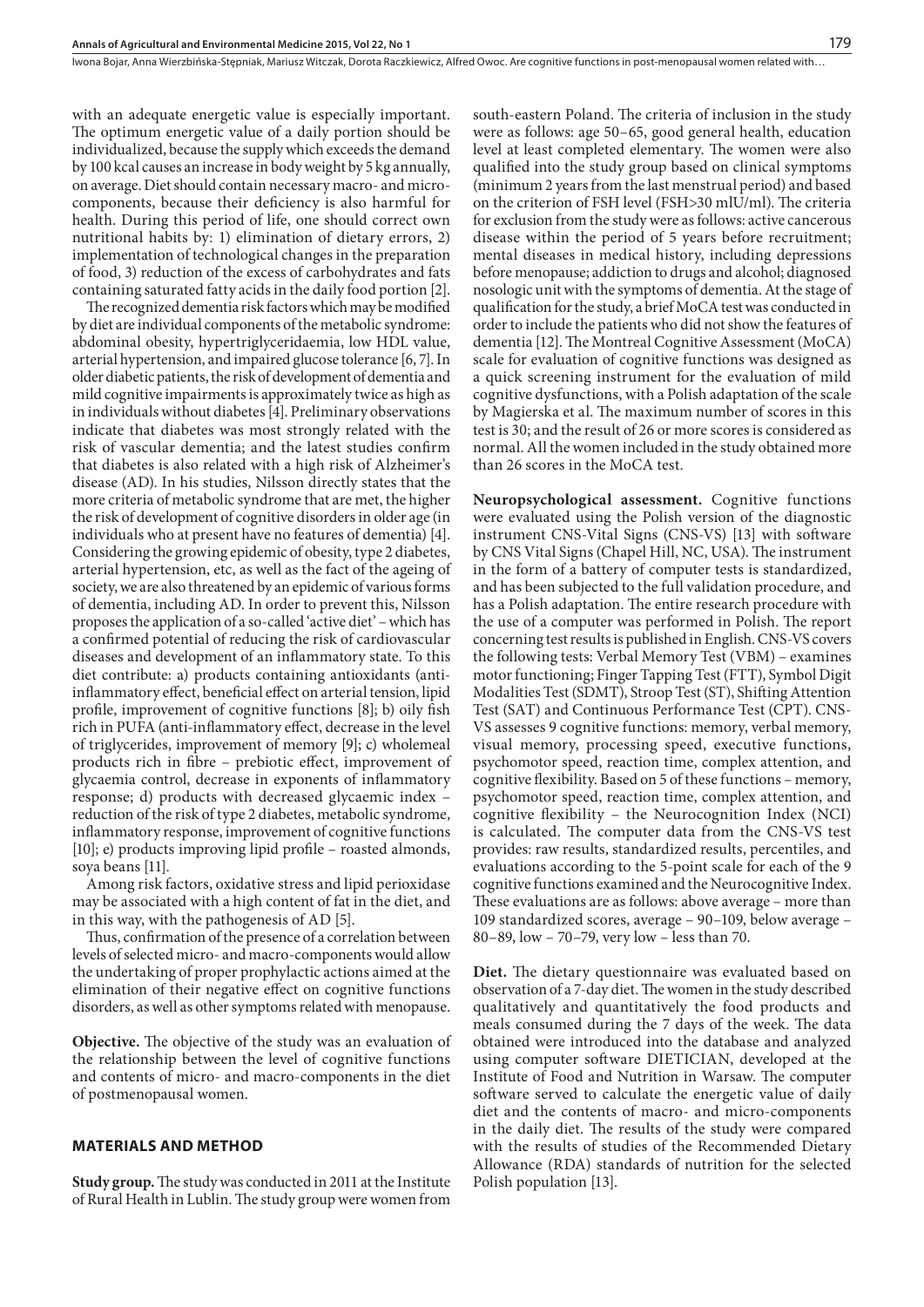with an adequate energetic value is especially important. The optimum energetic value of a daily portion should be individualized, because the supply which exceeds the demand by 100 kcal causes an increase in body weight by 5 kg annually, on average. Diet should contain necessary macro- and micro-components, because their deficiency is also harmful for health. During this period of life, one should correct own nutritional habits by: 1) elimination of dietary errors, 2) implementation of technological changes in the preparation of food, 3) reduction of the excess of carbohydrates and fats containing saturated fatty acids in the daily food portion [2].

The recognized dementia risk factors which may be modified by diet are individual components of the metabolic syndrome: abdominal obesity, hypertriglyceridaemia, low HDL value, arterial hypertension, and impaired glucose tolerance [6, 7]. In older diabetic patients, the risk of development of dementia and mild cognitive impairments is approximately twice as high as in individuals without diabetes [4]. Preliminary observations indicate that diabetes was most strongly related with the risk of vascular dementia; and the latest studies confirm that diabetes is also related with a high risk of Alzheimer's disease (AD). In his studies, Nilsson directly states that the more criteria of metabolic syndrome that are met, the higher the risk of development of cognitive disorders in older age (in individuals who at present have no features of dementia) [4]. Considering the growing epidemic of obesity, type 2 diabetes, arterial hypertension, etc, as well as the fact of the ageing of society, we are also threatened by an epidemic of various forms of dementia, including AD. In order to prevent this, Nilsson proposes the application of a so-called 'active diet' – which has a confirmed potential of reducing the risk of cardiovascular diseases and development of an inflammatory state. To this diet contribute: a) products containing antioxidants (anti-inflammatory effect, beneficial effect on arterial tension, lipid profile, improvement of cognitive functions [8]; b) oily fish rich in PUFA (anti-inflammatory effect, decrease in the level of triglycerides, improvement of memory [9]; c) wholemeal products rich in fibre – prebiotic effect, improvement of glycaemia control, decrease in exponents of inflammatory response; d) products with decreased glycaemic index – reduction of the risk of type 2 diabetes, metabolic syndrome, inflammatory response, improvement of cognitive functions [10]; e) products improving lipid profile – roasted almonds, soya beans [11].

Among risk factors, oxidative stress and lipid perioxidase may be associated with a high content of fat in the diet, and in this way, with the pathogenesis of AD [5].

Thus, confirmation of the presence of a correlation between levels of selected micro- and macro-components would allow the undertaking of proper prophylactic actions aimed at the elimination of their negative effect on cognitive functions disorders, as well as other symptoms related with menopause.

**Objective.** The objective of the study was an evaluation of the relationship between the level of cognitive functions and contents of micro- and macro-components in the diet of postmenopausal women.

## MATERIALS AND METHOD

**Study group.** The study was conducted in 2011 at the Institute of Rural Health in Lublin. The study group were women from south-eastern Poland. The criteria of inclusion in the study were as follows: age 50–65, good general health, education level at least completed elementary. The women were also qualified into the study group based on clinical symptoms (minimum 2 years from the last menstrual period) and based on the criterion of FSH level (FSH>30 mlU/ml). The criteria for exclusion from the study were as follows: active cancerous disease within the period of 5 years before recruitment; mental diseases in medical history, including depressions before menopause; addiction to drugs and alcohol; diagnosed nosologic unit with the symptoms of dementia. At the stage of qualification for the study, a brief MoCA test was conducted in order to include the patients who did not show the features of dementia [12]. The Montreal Cognitive Assessment (MoCA) scale for evaluation of cognitive functions was designed as a quick screening instrument for the evaluation of mild cognitive dysfunctions, with a Polish adaptation of the scale by Magierska et al. The maximum number of scores in this test is 30; and the result of 26 or more scores is considered as normal. All the women included in the study obtained more than 26 scores in the MoCA test.

**Neuropsychological assessment.** Cognitive functions were evaluated using the Polish version of the diagnostic instrument CNS-Vital Signs (CNS-VS) [13] with software by CNS Vital Signs (Chapel Hill, NC, USA). The instrument in the form of a battery of computer tests is standardized, and has been subjected to the full validation procedure, and has a Polish adaptation. The entire research procedure with the use of a computer was performed in Polish. The report concerning test results is published in English. CNS-VS covers the following tests: Verbal Memory Test (VBM) – examines motor functioning; Finger Tapping Test (FTT), Symbol Digit Modalities Test (SDMT), Stroop Test (ST), Shifting Attention Test (SAT) and Continuous Performance Test (CPT). CNS-VS assesses 9 cognitive functions: memory, verbal memory, visual memory, processing speed, executive functions, psychomotor speed, reaction time, complex attention, and cognitive flexibility. Based on 5 of these functions – memory, psychomotor speed, reaction time, complex attention, and cognitive flexibility – the Neurocognition Index (NCI) is calculated. The computer data from the CNS-VS test provides: raw results, standardized results, percentiles, and evaluations according to the 5-point scale for each of the 9 cognitive functions examined and the Neurocognitive Index. These evaluations are as follows: above average – more than 109 standardized scores, average – 90–109, below average – 80–89, low – 70–79, very low – less than 70.

**Diet.** The dietary questionnaire was evaluated based on observation of a 7-day diet. The women in the study described qualitatively and quantitatively the food products and meals consumed during the 7 days of the week. The data obtained were introduced into the database and analyzed using computer software DIETICIAN, developed at the Institute of Food and Nutrition in Warsaw. The computer software served to calculate the energetic value of daily diet and the contents of macro- and micro-components in the daily diet. The results of the study were compared with the results of studies of the Recommended Dietary Allowance (RDA) standards of nutrition for the selected Polish population [13].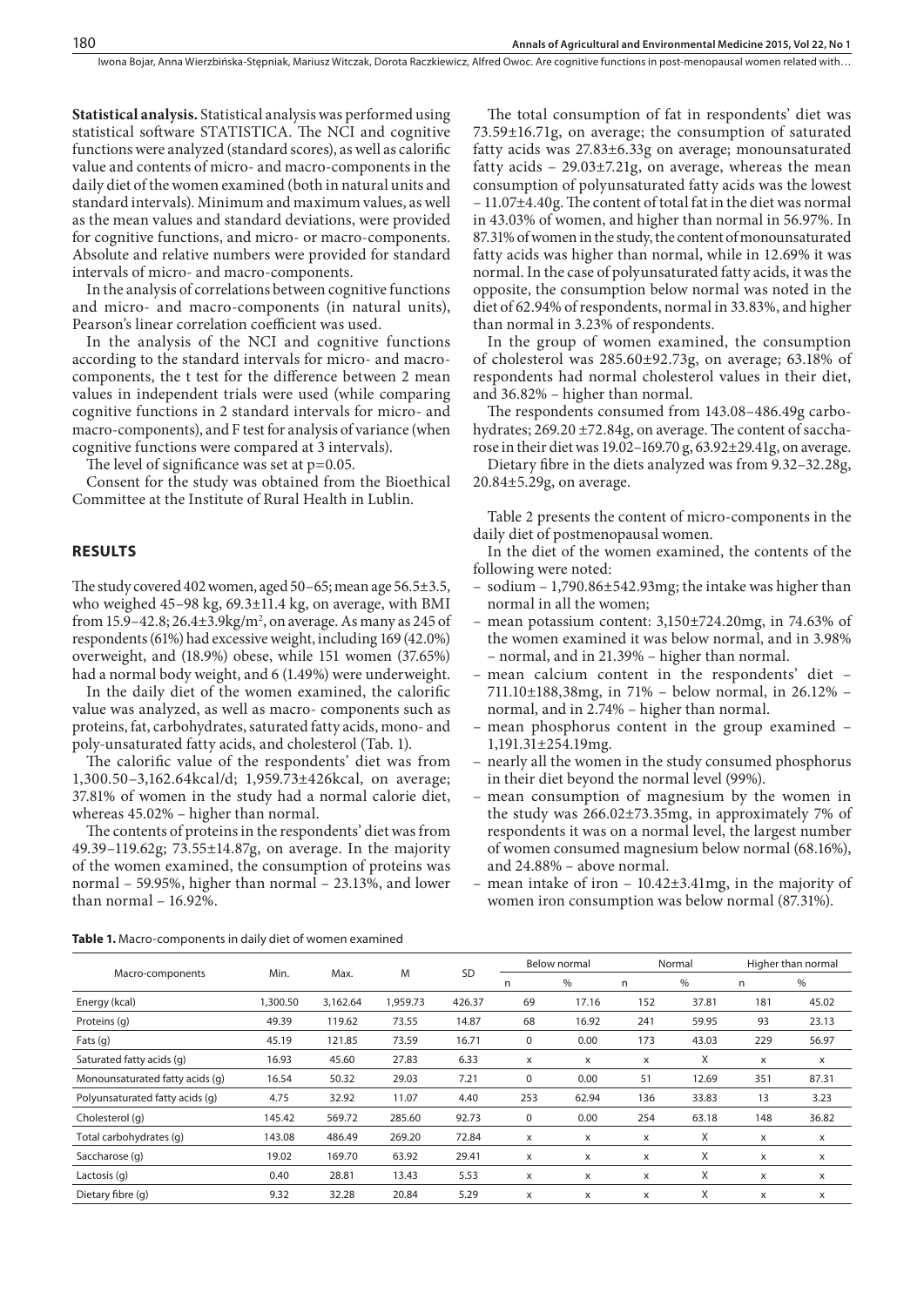**Statistical analysis.** Statistical analysis was performed using statistical software STATISTICA. The NCI and cognitive functions were analyzed (standard scores), as well as calorific value and contents of micro- and macro-components in the daily diet of the women examined (both in natural units and standard intervals). Minimum and maximum values, as well as the mean values and standard deviations, were provided for cognitive functions, and micro- or macro-components. Absolute and relative numbers were provided for standard intervals of micro- and macro-components.

In the analysis of correlations between cognitive functions and micro- and macro-components (in natural units), Pearson's linear correlation coefficient was used.

In the analysis of the NCI and cognitive functions according to the standard intervals for micro- and macro-components, the t test for the difference between 2 mean values in independent trials were used (while comparing cognitive functions in 2 standard intervals for micro- and macro-components), and F test for analysis of variance (when cognitive functions were compared at 3 intervals).

The level of significance was set at p=0.05.

Consent for the study was obtained from the Bioethical Committee at the Institute of Rural Health in Lublin.

## RESULTS

The study covered 402 women, aged 50–65; mean age 56.5±3.5, who weighed 45–98 kg, 69.3±11.4 kg, on average, with BMI from 15.9–42.8; 26.4±3.9kg/m$^2$, on average. As many as 245 of respondents (61%) had excessive weight, including 169 (42.0%) overweight, and (18.9%) obese, while 151 women (37.65%) had a normal body weight, and 6 (1.49%) were underweight.

In the daily diet of the women examined, the calorific value was analyzed, as well as macro- components such as proteins, fat, carbohydrates, saturated fatty acids, mono- and poly-unsaturated fatty acids, and cholesterol (Tab. 1).

The calorific value of the respondents' diet was from 1,300.50–3,162.64kcal/d; 1,959.73±426kcal, on average; 37.81% of women in the study had a normal calorie diet, whereas 45.02% – higher than normal.

The contents of proteins in the respondents' diet was from 49.39–119.62g; 73.55±14.87g, on average. In the majority of the women examined, the consumption of proteins was normal – 59.95%, higher than normal – 23.13%, and lower than normal – 16.92%.

The total consumption of fat in respondents' diet was 73.59±16.71g, on average; the consumption of saturated fatty acids was 27.83±6.33g on average; monounsaturated fatty acids – 29.03±7.21g, on average, whereas the mean consumption of polyunsaturated fatty acids was the lowest – 11.07±4.40g. The content of total fat in the diet was normal in 43.03% of women, and higher than normal in 56.97%. In 87.31% of women in the study, the content of monounsaturated fatty acids was higher than normal, while in 12.69% it was normal. In the case of polyunsaturated fatty acids, it was the opposite, the consumption below normal was noted in the diet of 62.94% of respondents, normal in 33.83%, and higher than normal in 3.23% of respondents.

In the group of women examined, the consumption of cholesterol was 285.60±92.73g, on average; 63.18% of respondents had normal cholesterol values in their diet, and 36.82% – higher than normal.

The respondents consumed from 143.08–486.49g carbohydrates; 269.20 ±72.84g, on average. The content of saccharose in their diet was 19.02–169.70 g, 63.92±29.41g, on average.

Dietary fibre in the diets analyzed was from 9.32–32.28g, 20.84±5.29g, on average.

Table 2 presents the content of micro-components in the daily diet of postmenopausal women.

In the diet of the women examined, the contents of the following were noted:

- sodium – 1,790.86±542.93mg; the intake was higher than normal in all the women;
- mean potassium content: 3,150±724.20mg, in 74.63% of the women examined it was below normal, and in 3.98% – normal, and in 21.39% – higher than normal.
- mean calcium content in the respondents' diet – 711.10±188,38mg, in 71% – below normal, in 26.12% – normal, and in 2.74% – higher than normal.
- mean phosphorus content in the group examined – 1,191.31±254.19mg.
- nearly all the women in the study consumed phosphorus in their diet beyond the normal level (99%).
- mean consumption of magnesium by the women in the study was 266.02±73.35mg, in approximately 7% of respondents it was on a normal level, the largest number of women consumed magnesium below normal (68.16%), and 24.88% – above normal.
- mean intake of iron – 10.42±3.41mg, in the majority of women iron consumption was below normal (87.31%).

**Table 1.** Macro-components in daily diet of women examined

| Macro-components | Min. | Max. | M | SD | Below normal | | Normal | | Higher than normal | |
|---|---|---|---|---|---|---|---|---|---|---|
| | | | | | n | % | n | % | n | % |
| Energy (kcal) | 1,300.50 | 3,162.64 | 1,959.73 | 426.37 | 69 | 17.16 | 152 | 37.81 | 181 | 45.02 |
| Proteins (g) | 49.39 | 119.62 | 73.55 | 14.87 | 68 | 16.92 | 241 | 59.95 | 93 | 23.13 |
| Fats (g) | 45.19 | 121.85 | 73.59 | 16.71 | 0 | 0.00 | 173 | 43.03 | 229 | 56.97 |
| Saturated fatty acids (g) | 16.93 | 45.60 | 27.83 | 6.33 | x | x | x | X | x | x |
| Monounsaturated fatty acids (g) | 16.54 | 50.32 | 29.03 | 7.21 | 0 | 0.00 | 51 | 12.69 | 351 | 87.31 |
| Polyunsaturated fatty acids (g) | 4.75 | 32.92 | 11.07 | 4.40 | 253 | 62.94 | 136 | 33.83 | 13 | 3.23 |
| Cholesterol (g) | 145.42 | 569.72 | 285.60 | 92.73 | 0 | 0.00 | 254 | 63.18 | 148 | 36.82 |
| Total carbohydrates (g) | 143.08 | 486.49 | 269.20 | 72.84 | x | x | x | X | x | x |
| Saccharose (g) | 19.02 | 169.70 | 63.92 | 29.41 | x | x | x | X | x | x |
| Lactosis (g) | 0.40 | 28.81 | 13.43 | 5.53 | x | x | x | X | x | x |
| Dietary fibre (g) | 9.32 | 32.28 | 20.84 | 5.29 | x | x | x | X | x | x |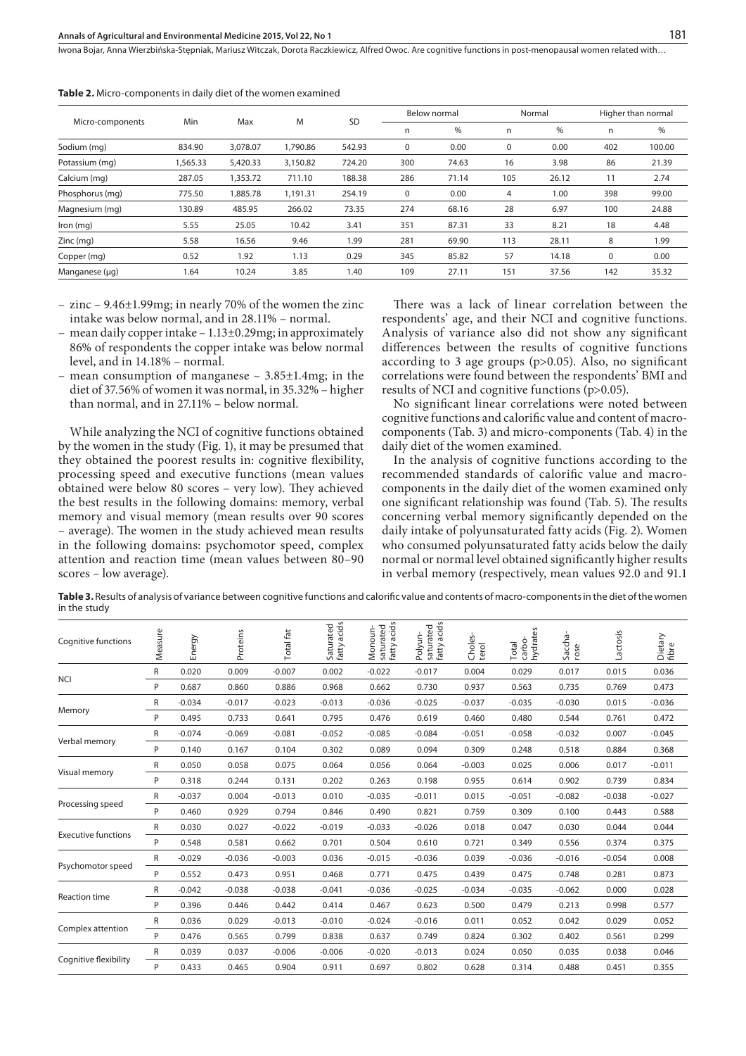**Table 2.** Micro-components in daily diet of the women examined

| Micro-components | Min | Max | M | SD | Below normal | | Normal | | Higher than normal | |
|---|---|---|---|---|---|---|---|---|---|---|
| | | | | | n | % | n | % | n | % |
| Sodium (mg) | 834.90 | 3,078.07 | 1,790.86 | 542.93 | 0 | 0.00 | 0 | 0.00 | 402 | 100.00 |
| Potassium (mg) | 1,565.33 | 5,420.33 | 3,150.82 | 724.20 | 300 | 74.63 | 16 | 3.98 | 86 | 21.39 |
| Calcium (mg) | 287.05 | 1,353.72 | 711.10 | 188.38 | 286 | 71.14 | 105 | 26.12 | 11 | 2.74 |
| Phosphorus (mg) | 775.50 | 1,885.78 | 1,191.31 | 254.19 | 0 | 0.00 | 4 | 1.00 | 398 | 99.00 |
| Magnesium (mg) | 130.89 | 485.95 | 266.02 | 73.35 | 274 | 68.16 | 28 | 6.97 | 100 | 24.88 |
| Iron (mg) | 5.55 | 25.05 | 10.42 | 3.41 | 351 | 87.31 | 33 | 8.21 | 18 | 4.48 |
| Zinc (mg) | 5.58 | 16.56 | 9.46 | 1.99 | 281 | 69.90 | 113 | 28.11 | 8 | 1.99 |
| Copper (mg) | 0.52 | 1.92 | 1.13 | 0.29 | 345 | 85.82 | 57 | 14.18 | 0 | 0.00 |
| Manganese (μg) | 1.64 | 10.24 | 3.85 | 1.40 | 109 | 27.11 | 151 | 37.56 | 142 | 35.32 |

- zinc – 9.46±1.99mg; in nearly 70% of the women the zinc intake was below normal, and in 28.11% – normal.
- mean daily copper intake – 1.13±0.29mg; in approximately 86% of respondents the copper intake was below normal level, and in 14.18% – normal.
- mean consumption of manganese – 3.85±1.4mg; in the diet of 37.56% of women it was normal, in 35.32% – higher than normal, and in 27.11% – below normal.

While analyzing the NCI of cognitive functions obtained by the women in the study (Fig. 1), it may be presumed that they obtained the poorest results in: cognitive flexibility, processing speed and executive functions (mean values obtained were below 80 scores – very low). They achieved the best results in the following domains: memory, verbal memory and visual memory (mean results over 90 scores – average). The women in the study achieved mean results in the following domains: psychomotor speed, complex attention and reaction time (mean values between 80–90 scores – low average).

There was a lack of linear correlation between the respondents' age, and their NCI and cognitive functions. Analysis of variance also did not show any significant differences between the results of cognitive functions according to 3 age groups (p>0.05). Also, no significant correlations were found between the respondents' BMI and results of NCI and cognitive functions (p>0.05).

No significant linear correlations were noted between cognitive functions and calorific value and content of macro-components (Tab. 3) and micro-components (Tab. 4) in the daily diet of the women examined.

In the analysis of cognitive functions according to the recommended standards of calorific value and macro-components in the daily diet of the women examined only one significant relationship was found (Tab. 5). The results concerning verbal memory significantly depended on the daily intake of polyunsaturated fatty acids (Fig. 2). Women who consumed polyunsaturated fatty acids below the daily normal or normal level obtained significantly higher results in verbal memory (respectively, mean values 92.0 and 91.1

**Table 3.** Results of analysis of variance between cognitive functions and calorific value and contents of macro-components in the diet of the women in the study

| Cognitive functions | Measure | Energy | Proteins | Total fat | Saturated fatty acids | Monoun-saturated fatty acids | Polyun-saturated fatty acids | Choles-terol | Total carbo-hydrates | Saccha-rose | Lactosis | Dietary fibre |
|---|---|---|---|---|---|---|---|---|---|---|---|---|
| NCI | R | 0.020 | 0.009 | -0.007 | 0.002 | -0.022 | -0.017 | 0.004 | 0.029 | 0.017 | 0.015 | 0.036 |
| | P | 0.687 | 0.860 | 0.886 | 0.968 | 0.662 | 0.730 | 0.937 | 0.563 | 0.735 | 0.769 | 0.473 |
| Memory | R | -0.034 | -0.017 | -0.023 | -0.013 | -0.036 | -0.025 | -0.037 | -0.035 | -0.030 | 0.015 | -0.036 |
| | P | 0.495 | 0.733 | 0.641 | 0.795 | 0.476 | 0.619 | 0.460 | 0.480 | 0.544 | 0.761 | 0.472 |
| Verbal memory | R | -0.074 | -0.069 | -0.081 | -0.052 | -0.085 | -0.084 | -0.051 | -0.058 | -0.032 | 0.007 | -0.045 |
| | P | 0.140 | 0.167 | 0.104 | 0.302 | 0.089 | 0.094 | 0.309 | 0.248 | 0.518 | 0.884 | 0.368 |
| Visual memory | R | 0.050 | 0.058 | 0.075 | 0.064 | 0.056 | 0.064 | -0.003 | 0.025 | 0.006 | 0.017 | -0.011 |
| | P | 0.318 | 0.244 | 0.131 | 0.202 | 0.263 | 0.198 | 0.955 | 0.614 | 0.902 | 0.739 | 0.834 |
| Processing speed | R | -0.037 | 0.004 | -0.013 | 0.010 | -0.035 | -0.011 | 0.015 | -0.051 | -0.082 | -0.038 | -0.027 |
| | P | 0.460 | 0.929 | 0.794 | 0.846 | 0.490 | 0.821 | 0.759 | 0.309 | 0.100 | 0.443 | 0.588 |
| Executive functions | R | 0.030 | 0.027 | -0.022 | -0.019 | -0.033 | -0.026 | 0.018 | 0.047 | 0.030 | 0.044 | 0.044 |
| | P | 0.548 | 0.581 | 0.662 | 0.701 | 0.504 | 0.610 | 0.721 | 0.349 | 0.556 | 0.374 | 0.375 |
| Psychomotor speed | R | -0.029 | -0.036 | -0.003 | 0.036 | -0.015 | -0.036 | 0.039 | -0.036 | -0.016 | -0.054 | 0.008 |
| | P | 0.552 | 0.473 | 0.951 | 0.468 | 0.771 | 0.475 | 0.439 | 0.475 | 0.748 | 0.281 | 0.873 |
| Reaction time | R | -0.042 | -0.038 | -0.038 | -0.041 | -0.036 | -0.025 | -0.034 | -0.035 | -0.062 | 0.000 | 0.028 |
| | P | 0.396 | 0.446 | 0.442 | 0.414 | 0.467 | 0.623 | 0.500 | 0.479 | 0.213 | 0.998 | 0.577 |
| Complex attention | R | 0.036 | 0.029 | -0.013 | -0.010 | -0.024 | -0.016 | 0.011 | 0.052 | 0.042 | 0.029 | 0.052 |
| | P | 0.476 | 0.565 | 0.799 | 0.838 | 0.637 | 0.749 | 0.824 | 0.302 | 0.402 | 0.561 | 0.299 |
| Cognitive flexibility | R | 0.039 | 0.037 | -0.006 | -0.006 | -0.020 | -0.013 | 0.024 | 0.050 | 0.035 | 0.038 | 0.046 |
| | P | 0.433 | 0.465 | 0.904 | 0.911 | 0.697 | 0.802 | 0.628 | 0.314 | 0.488 | 0.451 | 0.355 |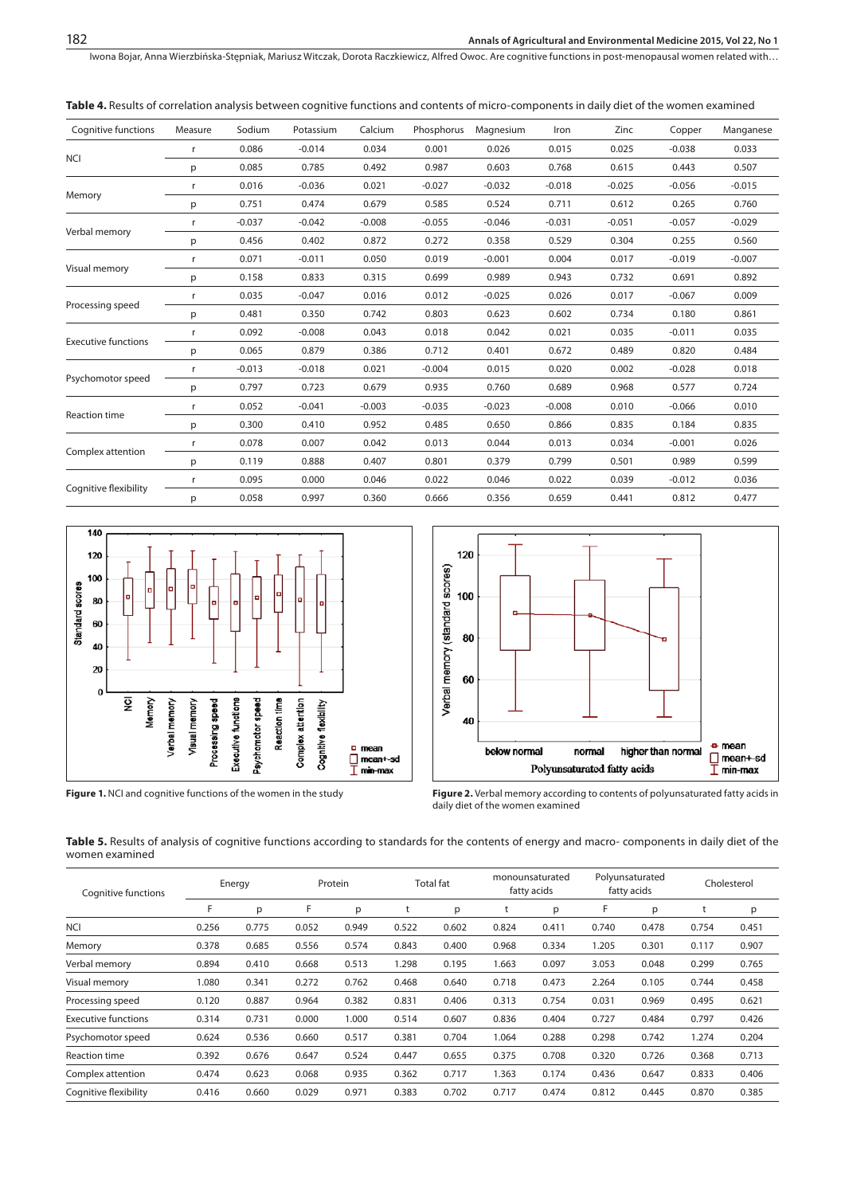**Table 4.** Results of correlation analysis between cognitive functions and contents of micro-components in daily diet of the women examined

| Cognitive functions | Measure | Sodium | Potassium | Calcium | Phosphorus | Magnesium | Iron | Zinc | Copper | Manganese |
|---|---|---|---|---|---|---|---|---|---|---|
| NCI | r | 0.086 | -0.014 | 0.034 | 0.001 | 0.026 | 0.015 | 0.025 | -0.038 | 0.033 |
| | p | 0.085 | 0.785 | 0.492 | 0.987 | 0.603 | 0.768 | 0.615 | 0.443 | 0.507 |
| Memory | r | 0.016 | -0.036 | 0.021 | -0.027 | -0.032 | -0.018 | -0.025 | -0.056 | -0.015 |
| | p | 0.751 | 0.474 | 0.679 | 0.585 | 0.524 | 0.711 | 0.612 | 0.265 | 0.760 |
| Verbal memory | r | -0.037 | -0.042 | -0.008 | -0.055 | -0.046 | -0.031 | -0.051 | -0.057 | -0.029 |
| | p | 0.456 | 0.402 | 0.872 | 0.272 | 0.358 | 0.529 | 0.304 | 0.255 | 0.560 |
| Visual memory | r | 0.071 | -0.011 | 0.050 | 0.019 | -0.001 | 0.004 | 0.017 | -0.019 | -0.007 |
| | p | 0.158 | 0.833 | 0.315 | 0.699 | 0.989 | 0.943 | 0.732 | 0.691 | 0.892 |
| Processing speed | r | 0.035 | -0.047 | 0.016 | 0.012 | -0.025 | 0.026 | 0.017 | -0.067 | 0.009 |
| | p | 0.481 | 0.350 | 0.742 | 0.803 | 0.623 | 0.602 | 0.734 | 0.180 | 0.861 |
| Executive functions | r | 0.092 | -0.008 | 0.043 | 0.018 | 0.042 | 0.021 | 0.035 | -0.011 | 0.035 |
| | p | 0.065 | 0.879 | 0.386 | 0.712 | 0.401 | 0.672 | 0.489 | 0.820 | 0.484 |
| Psychomotor speed | r | -0.013 | -0.018 | 0.021 | -0.004 | 0.015 | 0.020 | 0.002 | -0.028 | 0.018 |
| | p | 0.797 | 0.723 | 0.679 | 0.935 | 0.760 | 0.689 | 0.968 | 0.577 | 0.724 |
| Reaction time | r | 0.052 | -0.041 | -0.003 | -0.035 | -0.023 | -0.008 | 0.010 | -0.066 | 0.010 |
| | p | 0.300 | 0.410 | 0.952 | 0.485 | 0.650 | 0.866 | 0.835 | 0.184 | 0.835 |
| Complex attention | r | 0.078 | 0.007 | 0.042 | 0.013 | 0.044 | 0.013 | 0.034 | -0.001 | 0.026 |
| | p | 0.119 | 0.888 | 0.407 | 0.801 | 0.379 | 0.799 | 0.501 | 0.989 | 0.599 |
| Cognitive flexibility | r | 0.095 | 0.000 | 0.046 | 0.022 | 0.046 | 0.022 | 0.039 | -0.012 | 0.036 |
| | p | 0.058 | 0.997 | 0.360 | 0.666 | 0.356 | 0.659 | 0.441 | 0.812 | 0.477 |

**Figure 1.** NCI and cognitive functions of the women in the study

**Figure 2.** Verbal memory according to contents of polyunsaturated fatty acids in daily diet of the women examined

**Table 5.** Results of analysis of cognitive functions according to standards for the contents of energy and macro- components in daily diet of the women examined

| Cognitive functions | Energy | | Protein | | Total fat | | monounsaturated fatty acids | | Polyunsaturated fatty acids | | Cholesterol | |
|---|---|---|---|---|---|---|---|---|---|---|---|---|
| | F | p | F | p | t | p | t | p | F | p | t | p |
| NCI | 0.256 | 0.775 | 0.052 | 0.949 | 0.522 | 0.602 | 0.824 | 0.411 | 0.740 | 0.478 | 0.754 | 0.451 |
| Memory | 0.378 | 0.685 | 0.556 | 0.574 | 0.843 | 0.400 | 0.968 | 0.334 | 1.205 | 0.301 | 0.117 | 0.907 |
| Verbal memory | 0.894 | 0.410 | 0.668 | 0.513 | 1.298 | 0.195 | 1.663 | 0.097 | 3.053 | 0.048 | 0.299 | 0.765 |
| Visual memory | 1.080 | 0.341 | 0.272 | 0.762 | 0.468 | 0.640 | 0.718 | 0.473 | 2.264 | 0.105 | 0.744 | 0.458 |
| Processing speed | 0.120 | 0.887 | 0.964 | 0.382 | 0.831 | 0.406 | 0.313 | 0.754 | 0.031 | 0.969 | 0.495 | 0.621 |
| Executive functions | 0.314 | 0.731 | 0.000 | 1.000 | 0.514 | 0.607 | 0.836 | 0.404 | 0.727 | 0.484 | 0.797 | 0.426 |
| Psychomotor speed | 0.624 | 0.536 | 0.660 | 0.517 | 0.381 | 0.704 | 1.064 | 0.288 | 0.298 | 0.742 | 1.274 | 0.204 |
| Reaction time | 0.392 | 0.676 | 0.647 | 0.524 | 0.447 | 0.655 | 0.375 | 0.708 | 0.320 | 0.726 | 0.368 | 0.713 |
| Complex attention | 0.474 | 0.623 | 0.068 | 0.935 | 0.362 | 0.717 | 1.363 | 0.174 | 0.436 | 0.647 | 0.833 | 0.406 |
| Cognitive flexibility | 0.416 | 0.660 | 0.029 | 0.971 | 0.383 | 0.702 | 0.717 | 0.474 | 0.812 | 0.445 | 0.870 | 0.385 |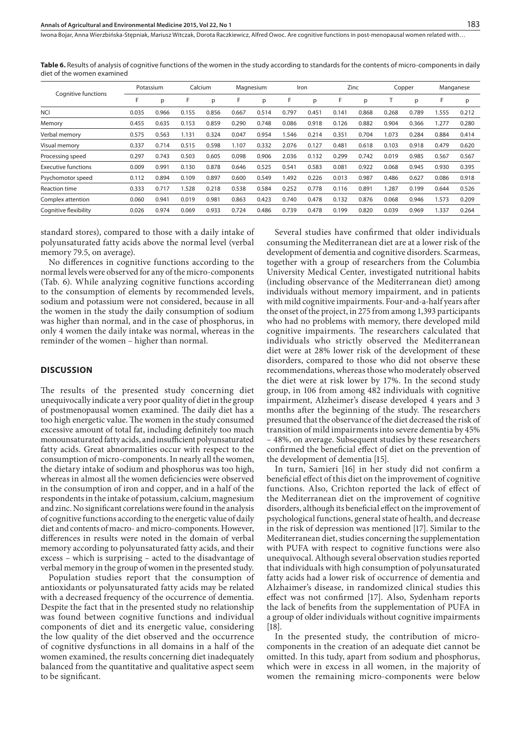**Table 6.** Results of analysis of cognitive functions of the women in the study according to standards for the contents of micro-components in daily diet of the women examined

| Cognitive functions | Potassium | | Calcium | | Magnesium | | Iron | | Zinc | | Copper | | Manganese | |
|---|---|---|---|---|---|---|---|---|---|---|---|---|---|---|
| | F | p | F | p | F | p | F | p | F | p | T | p | F | p |
| NCI | 0.035 | 0.966 | 0.155 | 0.856 | 0.667 | 0.514 | 0.797 | 0.451 | 0.141 | 0.868 | 0.268 | 0.789 | 1.555 | 0.212 |
| Memory | 0.455 | 0.635 | 0.153 | 0.859 | 0.290 | 0.748 | 0.086 | 0.918 | 0.126 | 0.882 | 0.904 | 0.366 | 1.277 | 0.280 |
| Verbal memory | 0.575 | 0.563 | 1.131 | 0.324 | 0.047 | 0.954 | 1.546 | 0.214 | 0.351 | 0.704 | 1.073 | 0.284 | 0.884 | 0.414 |
| Visual memory | 0.337 | 0.714 | 0.515 | 0.598 | 1.107 | 0.332 | 2.076 | 0.127 | 0.481 | 0.618 | 0.103 | 0.918 | 0.479 | 0.620 |
| Processing speed | 0.297 | 0.743 | 0.503 | 0.605 | 0.098 | 0.906 | 2.036 | 0.132 | 0.299 | 0.742 | 0.019 | 0.985 | 0.567 | 0.567 |
| Executive functions | 0.009 | 0.991 | 0.130 | 0.878 | 0.646 | 0.525 | 0.541 | 0.583 | 0.081 | 0.922 | 0.068 | 0.945 | 0.930 | 0.395 |
| Psychomotor speed | 0.112 | 0.894 | 0.109 | 0.897 | 0.600 | 0.549 | 1.492 | 0.226 | 0.013 | 0.987 | 0.486 | 0.627 | 0.086 | 0.918 |
| Reaction time | 0.333 | 0.717 | 1.528 | 0.218 | 0.538 | 0.584 | 0.252 | 0.778 | 0.116 | 0.891 | 1.287 | 0.199 | 0.644 | 0.526 |
| Complex attention | 0.060 | 0.941 | 0.019 | 0.981 | 0.863 | 0.423 | 0.740 | 0.478 | 0.132 | 0.876 | 0.068 | 0.946 | 1.573 | 0.209 |
| Cognitive flexibility | 0.026 | 0.974 | 0.069 | 0.933 | 0.724 | 0.486 | 0.739 | 0.478 | 0.199 | 0.820 | 0.039 | 0.969 | 1.337 | 0.264 |

standard stores), compared to those with a daily intake of polyunsaturated fatty acids above the normal level (verbal memory 79.5, on average).

No differences in cognitive functions according to the normal levels were observed for any of the micro-components (Tab. 6). While analyzing cognitive functions according to the consumption of elements by recommended levels, sodium and potassium were not considered, because in all the women in the study the daily consumption of sodium was higher than normal, and in the case of phosphorus, in only 4 women the daily intake was normal, whereas in the reminder of the women – higher than normal.

## DISCUSSION

The results of the presented study concerning diet unequivocally indicate a very poor quality of diet in the group of postmenopausal women examined. The daily diet has a too high energetic value. The women in the study consumed excessive amount of total fat, including definitely too much monounsaturated fatty acids, and insufficient polyunsaturated fatty acids. Great abnormalities occur with respect to the consumption of micro-components. In nearly all the women, the dietary intake of sodium and phosphorus was too high, whereas in almost all the women deficiencies were observed in the consumption of iron and copper, and in a half of the respondents in the intake of potassium, calcium, magnesium and zinc. No significant correlations were found in the analysis of cognitive functions according to the energetic value of daily diet and contents of macro- and micro-components. However, differences in results were noted in the domain of verbal memory according to polyunsaturated fatty acids, and their excess – which is surprising – acted to the disadvantage of verbal memory in the group of women in the presented study.

Population studies report that the consumption of antioxidants or polyunsaturated fatty acids may be related with a decreased frequency of the occurrence of dementia. Despite the fact that in the presented study no relationship was found between cognitive functions and individual components of diet and its energetic value, considering the low quality of the diet observed and the occurrence of cognitive dysfunctions in all domains in a half of the women examined, the results concerning diet inadequately balanced from the quantitative and qualitative aspect seem to be significant.

Several studies have confirmed that older individuals consuming the Mediterranean diet are at a lower risk of the development of dementia and cognitive disorders. Scarmeas, together with a group of researchers from the Columbia University Medical Center, investigated nutritional habits (including observance of the Mediterranean diet) among individuals without memory impairment, and in patients with mild cognitive impairments. Four-and-a-half years after the onset of the project, in 275 from among 1,393 participants who had no problems with memory, there developed mild cognitive impairments. The researchers calculated that individuals who strictly observed the Mediterranean diet were at 28% lower risk of the development of these disorders, compared to those who did not observe these recommendations, whereas those who moderately observed the diet were at risk lower by 17%. In the second study group, in 106 from among 482 individuals with cognitive impairment, Alzheimer's disease developed 4 years and 3 months after the beginning of the study. The researchers presumed that the observance of the diet decreased the risk of transition of mild impairments into severe dementia by 45% – 48%, on average. Subsequent studies by these researchers confirmed the beneficial effect of diet on the prevention of the development of dementia [15].

In turn, Samieri [16] in her study did not confirm a beneficial effect of this diet on the improvement of cognitive functions. Also, Crichton reported the lack of effect of the Mediterranean diet on the improvement of cognitive disorders, although its beneficial effect on the improvement of psychological functions, general state of health, and decrease in the risk of depression was mentioned [17]. Similar to the Mediterranean diet, studies concerning the supplementation with PUFA with respect to cognitive functions were also unequivocal. Although several observation studies reported that individuals with high consumption of polyunsaturated fatty acids had a lower risk of occurrence of dementia and Alzhaimer's disease, in randomized clinical studies this effect was not confirmed [17]. Also, Sydenham reports the lack of benefits from the supplementation of PUFA in a group of older individuals without cognitive impairments [18].

In the presented study, the contribution of micro-components in the creation of an adequate diet cannot be omitted. In this tudy, apart from sodium and phosphorus, which were in excess in all women, in the majority of women the remaining micro-components were below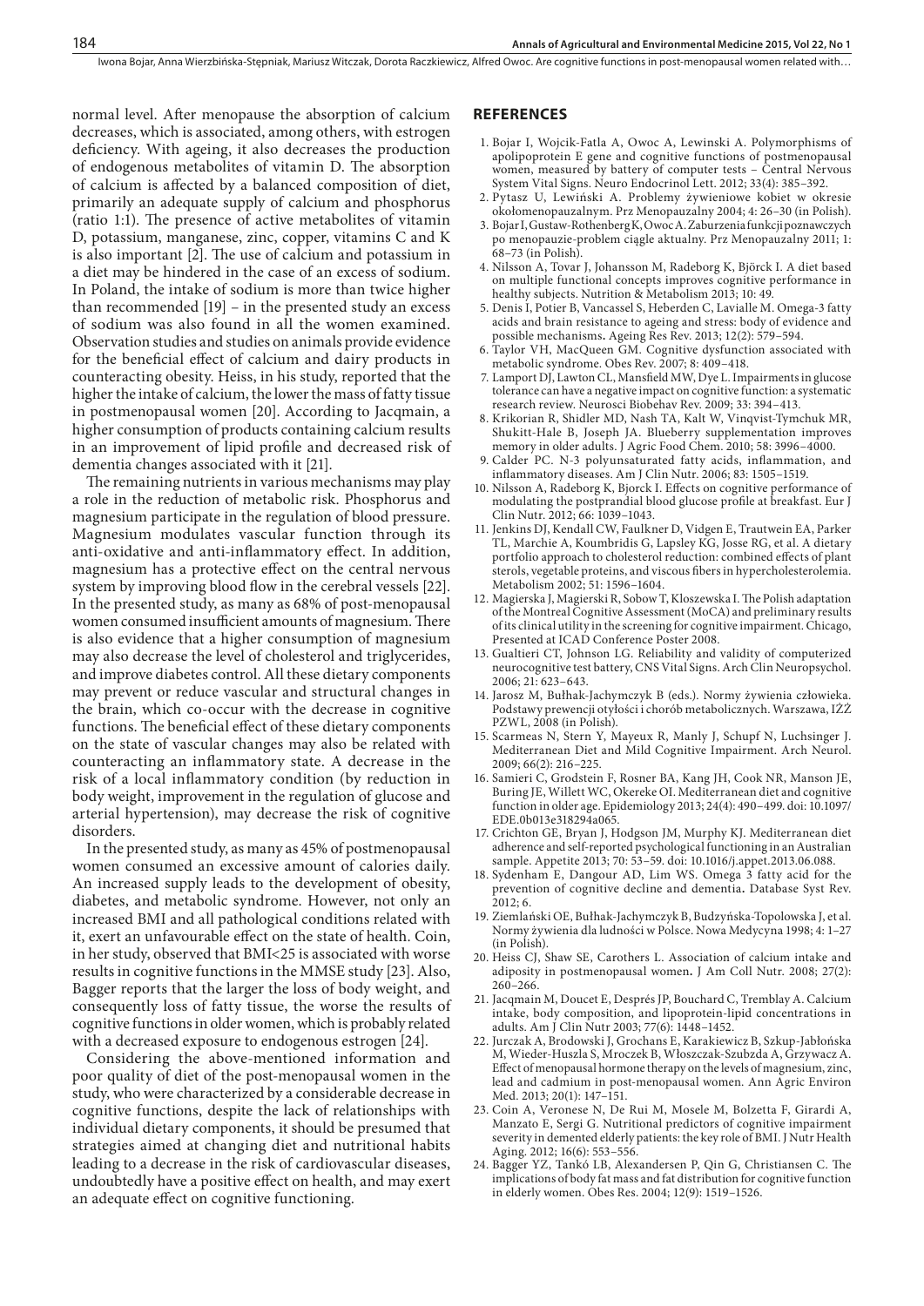normal level. After menopause the absorption of calcium decreases, which is associated, among others, with estrogen deficiency. With ageing, it also decreases the production of endogenous metabolites of vitamin D. The absorption of calcium is affected by a balanced composition of diet, primarily an adequate supply of calcium and phosphorus (ratio 1:1). The presence of active metabolites of vitamin D, potassium, manganese, zinc, copper, vitamins C and K is also important [2]. The use of calcium and potassium in a diet may be hindered in the case of an excess of sodium. In Poland, the intake of sodium is more than twice higher than recommended [19] – in the presented study an excess of sodium was also found in all the women examined. Observation studies and studies on animals provide evidence for the beneficial effect of calcium and dairy products in counteracting obesity. Heiss, in his study, reported that the higher the intake of calcium, the lower the mass of fatty tissue in postmenopausal women [20]. According to Jacqmain, a higher consumption of products containing calcium results in an improvement of lipid profile and decreased risk of dementia changes associated with it [21].

The remaining nutrients in various mechanisms may play a role in the reduction of metabolic risk. Phosphorus and magnesium participate in the regulation of blood pressure. Magnesium modulates vascular function through its anti-oxidative and anti-inflammatory effect. In addition, magnesium has a protective effect on the central nervous system by improving blood flow in the cerebral vessels [22]. In the presented study, as many as 68% of post-menopausal women consumed insufficient amounts of magnesium. There is also evidence that a higher consumption of magnesium may also decrease the level of cholesterol and triglycerides, and improve diabetes control. All these dietary components may prevent or reduce vascular and structural changes in the brain, which co-occur with the decrease in cognitive functions. The beneficial effect of these dietary components on the state of vascular changes may also be related with counteracting an inflammatory state. A decrease in the risk of a local inflammatory condition (by reduction in body weight, improvement in the regulation of glucose and arterial hypertension), may decrease the risk of cognitive disorders.

In the presented study, as many as 45% of postmenopausal women consumed an excessive amount of calories daily. An increased supply leads to the development of obesity, diabetes, and metabolic syndrome. However, not only an increased BMI and all pathological conditions related with it, exert an unfavourable effect on the state of health. Coin, in her study, observed that BMI<25 is associated with worse results in cognitive functions in the MMSE study [23]. Also, Bagger reports that the larger the loss of body weight, and consequently loss of fatty tissue, the worse the results of cognitive functions in older women, which is probably related with a decreased exposure to endogenous estrogen [24].

Considering the above-mentioned information and poor quality of diet of the post-menopausal women in the study, who were characterized by a considerable decrease in cognitive functions, despite the lack of relationships with individual dietary components, it should be presumed that strategies aimed at changing diet and nutritional habits leading to a decrease in the risk of cardiovascular diseases, undoubtedly have a positive effect on health, and may exert an adequate effect on cognitive functioning.

## REFERENCES

1. Bojar I, Wojcik-Fatla A, Owoc A, Lewinski A. Polymorphisms of apolipoprotein E gene and cognitive functions of postmenopausal women, measured by battery of computer tests – Central Nervous System Vital Signs. Neuro Endocrinol Lett. 2012; 33(4): 385–392.
2. Pytasz U, Lewiński A. Problemy żywieniowe kobiet w okresie okołomenopauzalnym. Prz Menopauzalny 2004; 4: 26–30 (in Polish).
3. Bojar I, Gustaw-Rothenberg K, Owoc A. Zaburzenia funkcji poznawczych po menopauzie-problem ciągle aktualny. Prz Menopauzalny 2011; 1: 68–73 (in Polish).
4. Nilsson A, Tovar J, Johansson M, Radeborg K, Björck I. A diet based on multiple functional concepts improves cognitive performance in healthy subjects. Nutrition & Metabolism 2013; 10: 49.
5. Denis I, Potier B, Vancassel S, Heberden C, Lavialle M. Omega-3 fatty acids and brain resistance to ageing and stress: body of evidence and possible mechanisms. Ageing Res Rev. 2013; 12(2): 579–594.
6. Taylor VH, MacQueen GM. Cognitive dysfunction associated with metabolic syndrome. Obes Rev. 2007; 8: 409–418.
7. Lamport DJ, Lawton CL, Mansfield MW, Dye L. Impairments in glucose tolerance can have a negative impact on cognitive function: a systematic research review. Neurosci Biobehav Rev. 2009; 33: 394–413.
8. Krikorian R, Shidler MD, Nash TA, Kalt W, Vinqvist-Tymchuk MR, Shukitt-Hale B, Joseph JA. Blueberry supplementation improves memory in older adults. J Agric Food Chem. 2010; 58: 3996–4000.
9. Calder PC. N-3 polyunsaturated fatty acids, inflammation, and inflammatory diseases. Am J Clin Nutr. 2006; 83: 1505–1519.
10. Nilsson A, Radeborg K, Bjorck I. Effects on cognitive performance of modulating the postprandial blood glucose profile at breakfast. Eur J Clin Nutr. 2012; 66: 1039–1043.
11. Jenkins DJ, Kendall CW, Faulkner D, Vidgen E, Trautwein EA, Parker TL, Marchie A, Koumbridis G, Lapsley KG, Josse RG, et al. A dietary portfolio approach to cholesterol reduction: combined effects of plant sterols, vegetable proteins, and viscous fibers in hypercholesterolemia. Metabolism 2002; 51: 1596–1604.
12. Magierska J, Magierski R, Sobow T, Kloszewska I. The Polish adaptation of the Montreal Cognitive Assessment (MoCA) and preliminary results of its clinical utility in the screening for cognitive impairment. Chicago, Presented at ICAD Conference Poster 2008.
13. Gualtieri CT, Johnson LG. Reliability and validity of computerized neurocognitive test battery, CNS Vital Signs. Arch Clin Neuropsychol. 2006; 21: 623–643.
14. Jarosz M, Bułhak-Jachymczyk B (eds.). Normy żywienia człowieka. Podstawy prewencji otyłości i chorób metabolicznych. Warszawa, IŻŻ PZWL, 2008 (in Polish).
15. Scarmeas N, Stern Y, Mayeux R, Manly J, Schupf N, Luchsinger J. Mediterranean Diet and Mild Cognitive Impairment. Arch Neurol. 2009; 66(2): 216–225.
16. Samieri C, Grodstein F, Rosner BA, Kang JH, Cook NR, Manson JE, Buring JE, Willett WC, Okereke OI. Mediterranean diet and cognitive function in older age. Epidemiology 2013; 24(4): 490–499. doi: 10.1097/EDE.0b013e318294a065.
17. Crichton GE, Bryan J, Hodgson JM, Murphy KJ. Mediterranean diet adherence and self-reported psychological functioning in an Australian sample. Appetite 2013; 70: 53–59. doi: 10.1016/j.appet.2013.06.088.
18. Sydenham E, Dangour AD, Lim WS. Omega 3 fatty acid for the prevention of cognitive decline and dementia. Database Syst Rev. 2012; 6.
19. Ziemlański OE, Bułhak-Jachymczyk B, Budzyńska-Topolowska J, et al. Normy żywienia dla ludności w Polsce. Nowa Medycyna 1998; 4: 1–27 (in Polish).
20. Heiss CJ, Shaw SE, Carothers L. Association of calcium intake and adiposity in postmenopausal women. J Am Coll Nutr. 2008; 27(2): 260–266.
21. Jacqmain M, Doucet E, Després JP, Bouchard C, Tremblay A. Calcium intake, body composition, and lipoprotein-lipid concentrations in adults. Am J Clin Nutr 2003; 77(6): 1448–1452.
22. Jurczak A, Brodowski J, Grochans E, Karakiewicz B, Szkup-Jabłońska M, Wieder-Huszla S, Mroczek B, Włoszczak-Szubzda A, Grzywacz A. Effect of menopausal hormone therapy on the levels of magnesium, zinc, lead and cadmium in post-menopausal women. Ann Agric Environ Med. 2013; 20(1): 147–151.
23. Coin A, Veronese N, De Rui M, Mosele M, Bolzetta F, Girardi A, Manzato E, Sergi G. Nutritional predictors of cognitive impairment severity in demented elderly patients: the key role of BMI. J Nutr Health Aging. 2012; 16(6): 553–556.
24. Bagger YZ, Tankó LB, Alexandersen P, Qin G, Christiansen C. The implications of body fat mass and fat distribution for cognitive function in elderly women. Obes Res. 2004; 12(9): 1519–1526.